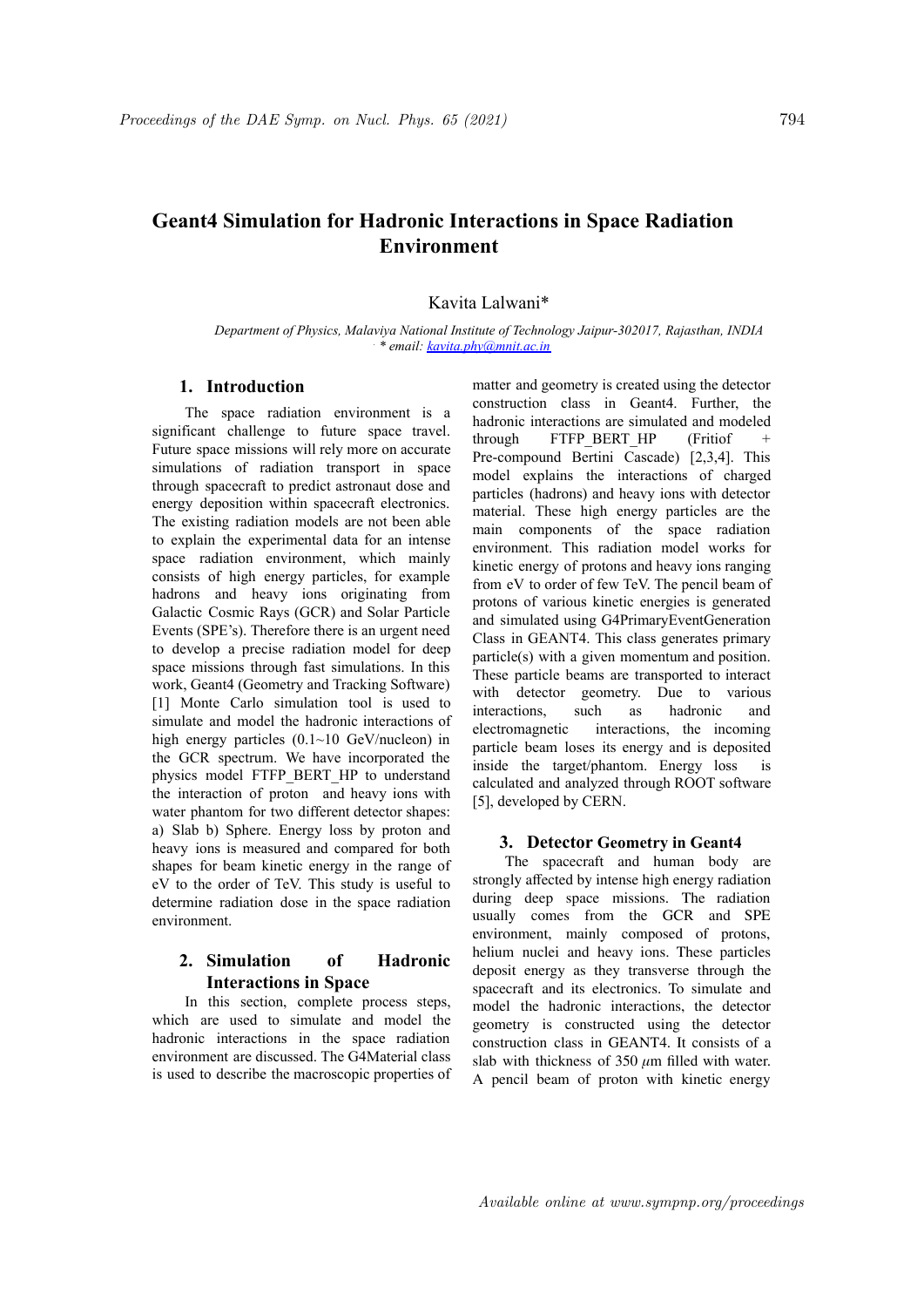# Geant4 Simulation for Hadronic Interactions in Space Radiation Environment

Kavita Lalwani*

*Department of Physics, Malaviya National Institute of Technology Jaipur-302017, Rajasthan, INDIA*
*\* email: kavita.phy@mnit.ac.in*

## 1. Introduction

The space radiation environment is a significant challenge to future space travel. Future space missions will rely more on accurate simulations of radiation transport in space through spacecraft to predict astronaut dose and energy deposition within spacecraft electronics. The existing radiation models are not been able to explain the experimental data for an intense space radiation environment, which mainly consists of high energy particles, for example hadrons and heavy ions originating from Galactic Cosmic Rays (GCR) and Solar Particle Events (SPE's). Therefore there is an urgent need to develop a precise radiation model for deep space missions through fast simulations. In this work, Geant4 (Geometry and Tracking Software) [1] Monte Carlo simulation tool is used to simulate and model the hadronic interactions of high energy particles (0.1~10 GeV/nucleon) in the GCR spectrum. We have incorporated the physics model FTFP_BERT_HP to understand the interaction of proton and heavy ions with water phantom for two different detector shapes: a) Slab b) Sphere. Energy loss by proton and heavy ions is measured and compared for both shapes for beam kinetic energy in the range of eV to the order of TeV. This study is useful to determine radiation dose in the space radiation environment.

## 2. Simulation of Hadronic Interactions in Space

In this section, complete process steps, which are used to simulate and model the hadronic interactions in the space radiation environment are discussed. The G4Material class is used to describe the macroscopic properties of matter and geometry is created using the detector construction class in Geant4. Further, the hadronic interactions are simulated and modeled through FTFP_BERT_HP (Fritiof + Pre-compound Bertini Cascade) [2,3,4]. This model explains the interactions of charged particles (hadrons) and heavy ions with detector material. These high energy particles are the main components of the space radiation environment. This radiation model works for kinetic energy of protons and heavy ions ranging from eV to order of few TeV. The pencil beam of protons of various kinetic energies is generated and simulated using G4PrimaryEventGeneration Class in GEANT4. This class generates primary particle(s) with a given momentum and position. These particle beams are transported to interact with detector geometry. Due to various interactions, such as hadronic and electromagnetic interactions, the incoming particle beam loses its energy and is deposited inside the target/phantom. Energy loss is calculated and analyzed through ROOT software [5], developed by CERN.

## 3. Detector Geometry in Geant4

The spacecraft and human body are strongly affected by intense high energy radiation during deep space missions. The radiation usually comes from the GCR and SPE environment, mainly composed of protons, helium nuclei and heavy ions. These particles deposit energy as they transverse through the spacecraft and its electronics. To simulate and model the hadronic interactions, the detector geometry is constructed using the detector construction class in GEANT4. It consists of a slab with thickness of 350 $\mu$m filled with water. A pencil beam of proton with kinetic energy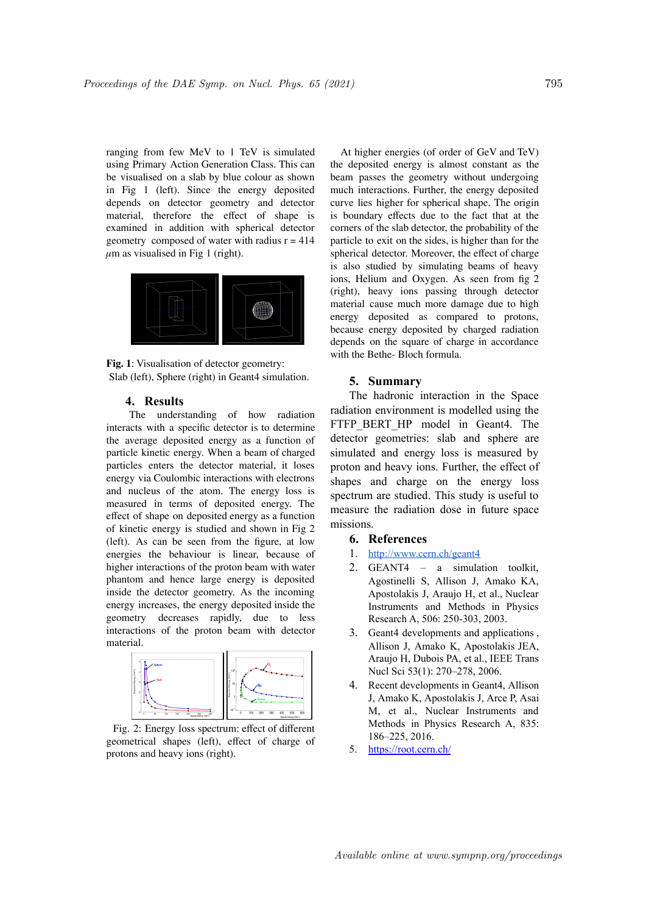ranging from few MeV to 1 TeV is simulated using Primary Action Generation Class. This can be visualised on a slab by blue colour as shown in Fig 1 (left). Since the energy deposited depends on detector geometry and detector material, therefore the effect of shape is examined in addition with spherical detector geometry composed of water with radius r = 414 $\mu$m as visualised in Fig 1 (right).

**Fig. 1**: Visualisation of detector geometry: Slab (left), Sphere (right) in Geant4 simulation.

## 4. Results

The understanding of how radiation interacts with a specific detector is to determine the average deposited energy as a function of particle kinetic energy. When a beam of charged particles enters the detector material, it loses energy via Coulombic interactions with electrons and nucleus of the atom. The energy loss is measured in terms of deposited energy. The effect of shape on deposited energy as a function of kinetic energy is studied and shown in Fig 2 (left). As can be seen from the figure, at low energies the behaviour is linear, because of higher interactions of the proton beam with water phantom and hence large energy is deposited inside the detector geometry. As the incoming energy increases, the energy deposited inside the geometry decreases rapidly, due to less interactions of the proton beam with detector material.

Sphere
Slab

$O_2$
He
Proton

Fig. 2: Energy loss spectrum: effect of different geometrical shapes (left), effect of charge of protons and heavy ions (right).

At higher energies (of order of GeV and TeV) the deposited energy is almost constant as the beam passes the geometry without undergoing much interactions. Further, the energy deposited curve lies higher for spherical shape. The origin is boundary effects due to the fact that at the corners of the slab detector, the probability of the particle to exit on the sides, is higher than for the spherical detector. Moreover, the effect of charge is also studied by simulating beams of heavy ions, Helium and Oxygen. As seen from fig 2 (right), heavy ions passing through detector material cause much more damage due to high energy deposited as compared to protons, because energy deposited by charged radiation depends on the square of charge in accordance with the Bethe- Bloch formula.

## 5. Summary

The hadronic interaction in the Space radiation environment is modelled using the FTFP_BERT_HP model in Geant4. The detector geometries: slab and sphere are simulated and energy loss is measured by proton and heavy ions. Further, the effect of shapes and charge on the energy loss spectrum are studied. This study is useful to measure the radiation dose in future space missions.

## 6. References

1. http://www.cern.ch/geant4
2. GEANT4 – a simulation toolkit, Agostinelli S, Allison J, Amako KA, Apostolakis J, Araujo H, et al., Nuclear Instruments and Methods in Physics Research A, 506: 250-303, 2003.
3. Geant4 developments and applications , Allison J, Amako K, Apostolakis JEA, Araujo H, Dubois PA, et al., IEEE Trans Nucl Sci 53(1): 270–278, 2006.
4. Recent developments in Geant4, Allison J, Amako K, Apostolakis J, Arce P, Asai M, et al., Nuclear Instruments and Methods in Physics Research A, 835: 186–225, 2016.
5. https://root.cern.ch/